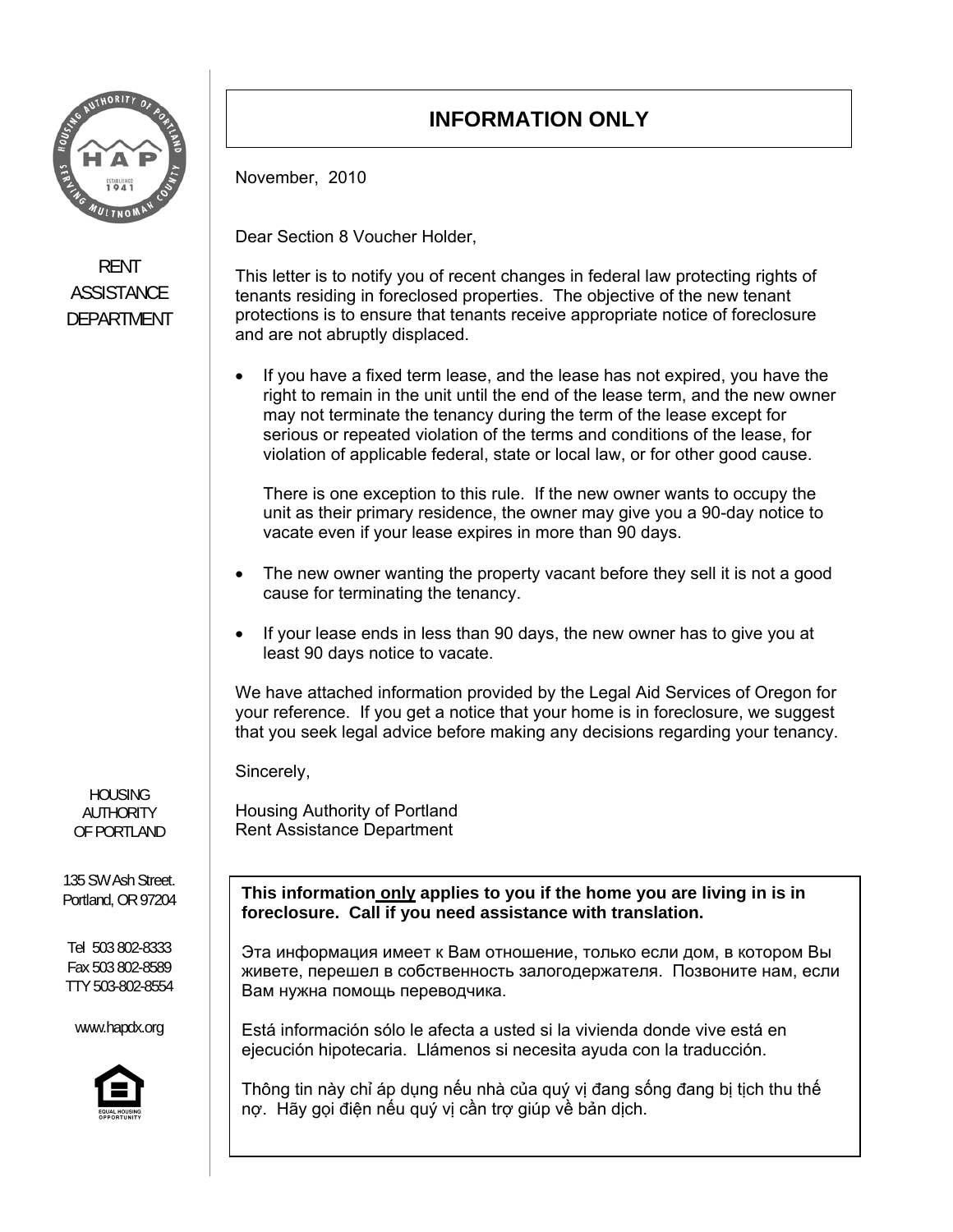RENT ASSISTANCE DEPARTMENT

# INFORMATION ONLY

November, 2010

Dear Section 8 Voucher Holder,

This letter is to notify you of recent changes in federal law protecting rights of tenants residing in foreclosed properties. The objective of the new tenant protections is to ensure that tenants receive appropriate notice of foreclosure and are not abruptly displaced.

- If you have a fixed term lease, and the lease has not expired, you have the right to remain in the unit until the end of the lease term, and the new owner may not terminate the tenancy during the term of the lease except for serious or repeated violation of the terms and conditions of the lease, for violation of applicable federal, state or local law, or for other good cause.

  There is one exception to this rule. If the new owner wants to occupy the unit as their primary residence, the owner may give you a 90-day notice to vacate even if your lease expires in more than 90 days.

- The new owner wanting the property vacant before they sell it is not a good cause for terminating the tenancy.

- If your lease ends in less than 90 days, the new owner has to give you at least 90 days notice to vacate.

We have attached information provided by the Legal Aid Services of Oregon for your reference. If you get a notice that your home is in foreclosure, we suggest that you seek legal advice before making any decisions regarding your tenancy.

Sincerely,

Housing Authority of Portland
Rent Assistance Department

**This information only applies to you if the home you are living in is in foreclosure. Call if you need assistance with translation.**

Эта информация имеет к Вам отношение, только если дом, в котором Вы живете, перешел в собственность залогодержателя. Позвоните нам, если Вам нужна помощь переводчика.

Está información sólo le afecta a usted si la vivienda donde vive está en ejecución hipotecaria. Llámenos si necesita ayuda con la traducción.

Thông tin này chỉ áp dụng nếu nhà của quý vị đang sống đang bị tịch thu thế nợ. Hãy gọi điện nếu quý vị cần trợ giúp về bản dịch.

HOUSING AUTHORITY OF PORTLAND

135 SW Ash Street.
Portland, OR 97204

Tel 503 802-8333
Fax 503 802-8589
TTY 503-802-8554

www.hapdx.org

EQUAL HOUSING OPPORTUNITY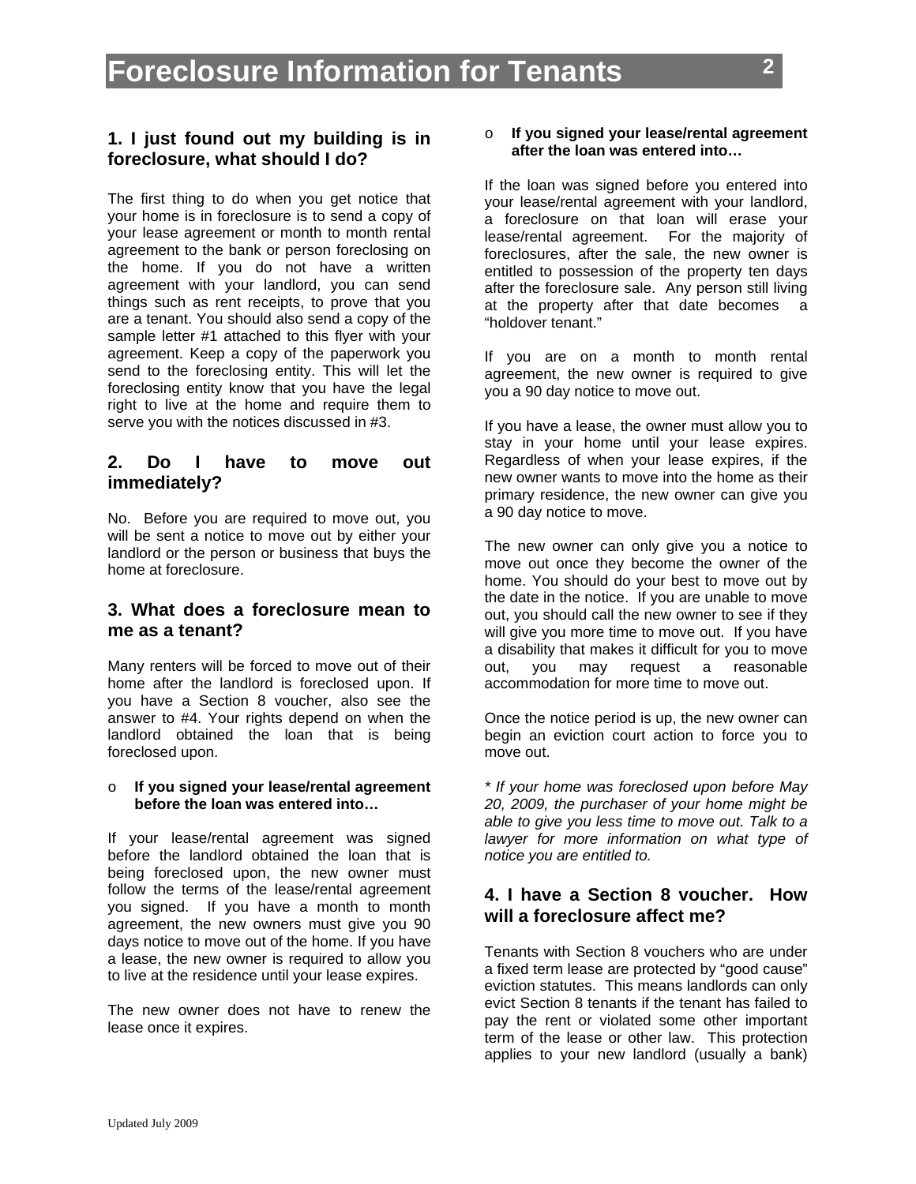# Foreclosure Information for Tenants

### 1. I just found out my building is in foreclosure, what should I do?

The first thing to do when you get notice that your home is in foreclosure is to send a copy of your lease agreement or month to month rental agreement to the bank or person foreclosing on the home. If you do not have a written agreement with your landlord, you can send things such as rent receipts, to prove that you are a tenant. You should also send a copy of the sample letter #1 attached to this flyer with your agreement. Keep a copy of the paperwork you send to the foreclosing entity. This will let the foreclosing entity know that you have the legal right to live at the home and require them to serve you with the notices discussed in #3.

### 2. Do I have to move out immediately?

No. Before you are required to move out, you will be sent a notice to move out by either your landlord or the person or business that buys the home at foreclosure.

### 3. What does a foreclosure mean to me as a tenant?

Many renters will be forced to move out of their home after the landlord is foreclosed upon. If you have a Section 8 voucher, also see the answer to #4. Your rights depend on when the landlord obtained the loan that is being foreclosed upon.

- **If you signed your lease/rental agreement before the loan was entered into…**

If your lease/rental agreement was signed before the landlord obtained the loan that is being foreclosed upon, the new owner must follow the terms of the lease/rental agreement you signed. If you have a month to month agreement, the new owners must give you 90 days notice to move out of the home. If you have a lease, the new owner is required to allow you to live at the residence until your lease expires.

The new owner does not have to renew the lease once it expires.

- **If you signed your lease/rental agreement after the loan was entered into…**

If the loan was signed before you entered into your lease/rental agreement with your landlord, a foreclosure on that loan will erase your lease/rental agreement. For the majority of foreclosures, after the sale, the new owner is entitled to possession of the property ten days after the foreclosure sale. Any person still living at the property after that date becomes a "holdover tenant."

If you are on a month to month rental agreement, the new owner is required to give you a 90 day notice to move out.

If you have a lease, the owner must allow you to stay in your home until your lease expires. Regardless of when your lease expires, if the new owner wants to move into the home as their primary residence, the new owner can give you a 90 day notice to move.

The new owner can only give you a notice to move out once they become the owner of the home. You should do your best to move out by the date in the notice. If you are unable to move out, you should call the new owner to see if they will give you more time to move out. If you have a disability that makes it difficult for you to move out, you may request a reasonable accommodation for more time to move out.

Once the notice period is up, the new owner can begin an eviction court action to force you to move out.

*\* If your home was foreclosed upon before May 20, 2009, the purchaser of your home might be able to give you less time to move out. Talk to a lawyer for more information on what type of notice you are entitled to.*

### 4. I have a Section 8 voucher. How will a foreclosure affect me?

Tenants with Section 8 vouchers who are under a fixed term lease are protected by "good cause" eviction statutes. This means landlords can only evict Section 8 tenants if the tenant has failed to pay the rent or violated some other important term of the lease or other law. This protection applies to your new landlord (usually a bank)

Updated July 2009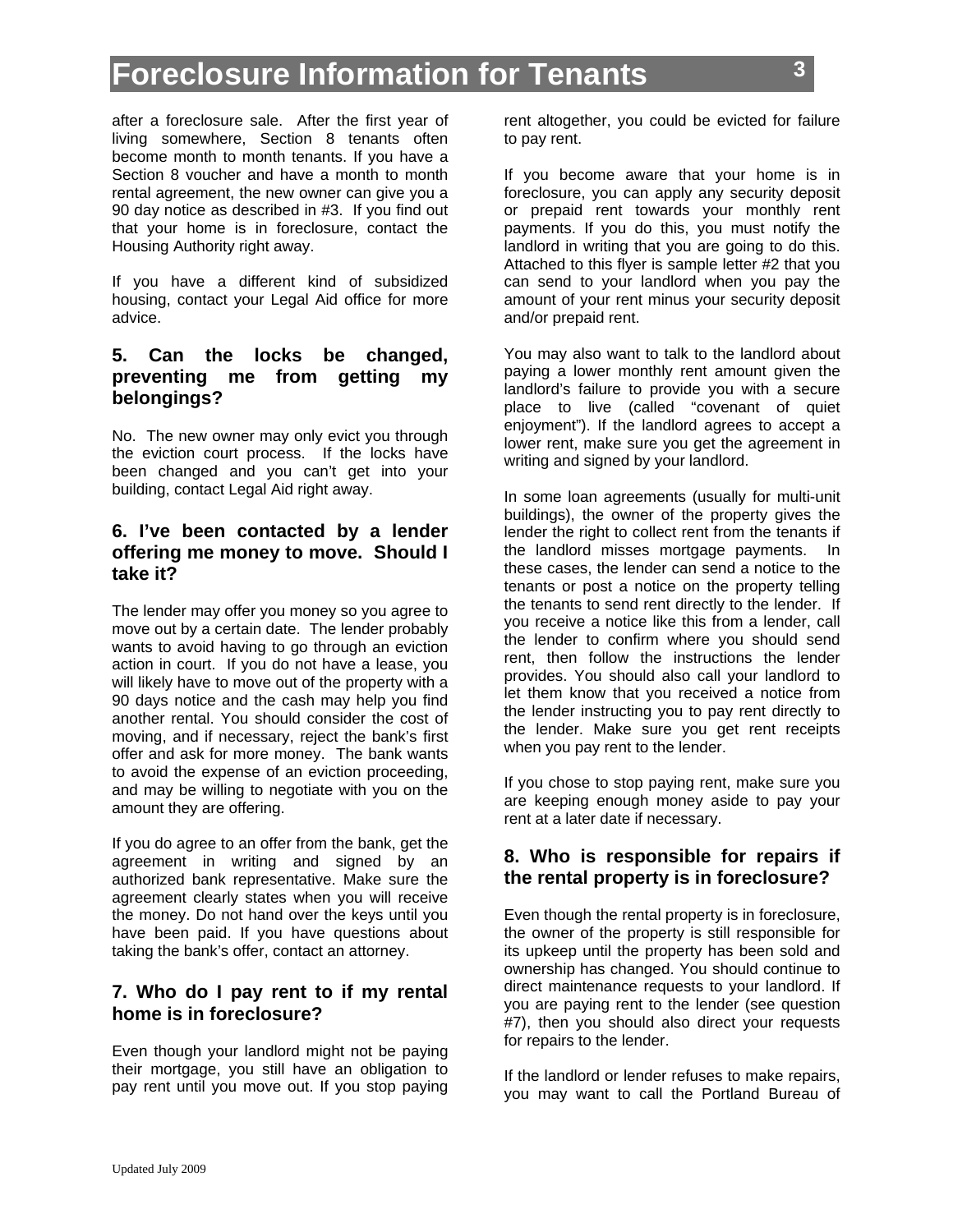after a foreclosure sale. After the first year of living somewhere, Section 8 tenants often become month to month tenants. If you have a Section 8 voucher and have a month to month rental agreement, the new owner can give you a 90 day notice as described in #3. If you find out that your home is in foreclosure, contact the Housing Authority right away.

If you have a different kind of subsidized housing, contact your Legal Aid office for more advice.

### 5. Can the locks be changed, preventing me from getting my belongings?

No. The new owner may only evict you through the eviction court process. If the locks have been changed and you can't get into your building, contact Legal Aid right away.

### 6. I've been contacted by a lender offering me money to move. Should I take it?

The lender may offer you money so you agree to move out by a certain date. The lender probably wants to avoid having to go through an eviction action in court. If you do not have a lease, you will likely have to move out of the property with a 90 days notice and the cash may help you find another rental. You should consider the cost of moving, and if necessary, reject the bank's first offer and ask for more money. The bank wants to avoid the expense of an eviction proceeding, and may be willing to negotiate with you on the amount they are offering.

If you do agree to an offer from the bank, get the agreement in writing and signed by an authorized bank representative. Make sure the agreement clearly states when you will receive the money. Do not hand over the keys until you have been paid. If you have questions about taking the bank's offer, contact an attorney.

### 7. Who do I pay rent to if my rental home is in foreclosure?

Even though your landlord might not be paying their mortgage, you still have an obligation to pay rent until you move out. If you stop paying rent altogether, you could be evicted for failure to pay rent.

If you become aware that your home is in foreclosure, you can apply any security deposit or prepaid rent towards your monthly rent payments. If you do this, you must notify the landlord in writing that you are going to do this. Attached to this flyer is sample letter #2 that you can send to your landlord when you pay the amount of your rent minus your security deposit and/or prepaid rent.

You may also want to talk to the landlord about paying a lower monthly rent amount given the landlord's failure to provide you with a secure place to live (called "covenant of quiet enjoyment"). If the landlord agrees to accept a lower rent, make sure you get the agreement in writing and signed by your landlord.

In some loan agreements (usually for multi-unit buildings), the owner of the property gives the lender the right to collect rent from the tenants if the landlord misses mortgage payments. In these cases, the lender can send a notice to the tenants or post a notice on the property telling the tenants to send rent directly to the lender. If you receive a notice like this from a lender, call the lender to confirm where you should send rent, then follow the instructions the lender provides. You should also call your landlord to let them know that you received a notice from the lender instructing you to pay rent directly to the lender. Make sure you get rent receipts when you pay rent to the lender.

If you chose to stop paying rent, make sure you are keeping enough money aside to pay your rent at a later date if necessary.

### 8. Who is responsible for repairs if the rental property is in foreclosure?

Even though the rental property is in foreclosure, the owner of the property is still responsible for its upkeep until the property has been sold and ownership has changed. You should continue to direct maintenance requests to your landlord. If you are paying rent to the lender (see question #7), then you should also direct your requests for repairs to the lender.

If the landlord or lender refuses to make repairs, you may want to call the Portland Bureau of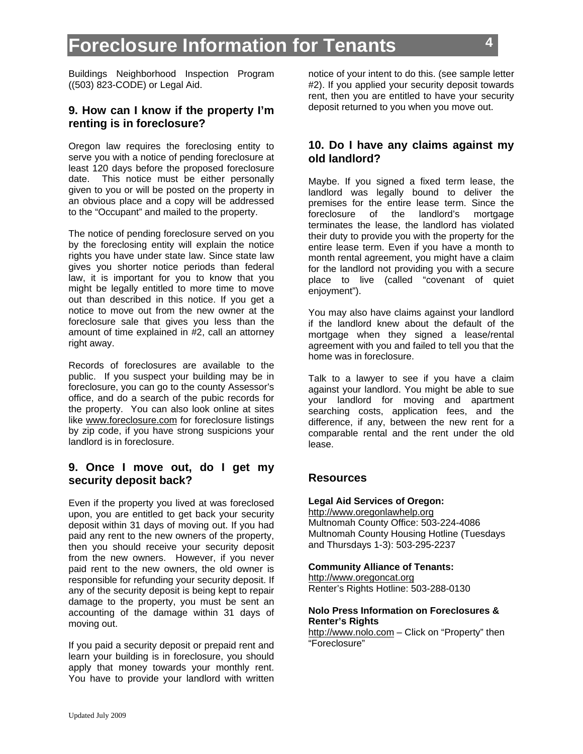Buildings Neighborhood Inspection Program ((503) 823-CODE) or Legal Aid.

## 9. How can I know if the property I'm renting is in foreclosure?

Oregon law requires the foreclosing entity to serve you with a notice of pending foreclosure at least 120 days before the proposed foreclosure date. This notice must be either personally given to you or will be posted on the property in an obvious place and a copy will be addressed to the "Occupant" and mailed to the property.

The notice of pending foreclosure served on you by the foreclosing entity will explain the notice rights you have under state law. Since state law gives you shorter notice periods than federal law, it is important for you to know that you might be legally entitled to more time to move out than described in this notice. If you get a notice to move out from the new owner at the foreclosure sale that gives you less than the amount of time explained in #2, call an attorney right away.

Records of foreclosures are available to the public. If you suspect your building may be in foreclosure, you can go to the county Assessor's office, and do a search of the pubic records for the property. You can also look online at sites like www.foreclosure.com for foreclosure listings by zip code, if you have strong suspicions your landlord is in foreclosure.

## 9. Once I move out, do I get my security deposit back?

Even if the property you lived at was foreclosed upon, you are entitled to get back your security deposit within 31 days of moving out. If you had paid any rent to the new owners of the property, then you should receive your security deposit from the new owners. However, if you never paid rent to the new owners, the old owner is responsible for refunding your security deposit. If any of the security deposit is being kept to repair damage to the property, you must be sent an accounting of the damage within 31 days of moving out.

If you paid a security deposit or prepaid rent and learn your building is in foreclosure, you should apply that money towards your monthly rent. You have to provide your landlord with written notice of your intent to do this. (see sample letter #2). If you applied your security deposit towards rent, then you are entitled to have your security deposit returned to you when you move out.

## 10. Do I have any claims against my old landlord?

Maybe. If you signed a fixed term lease, the landlord was legally bound to deliver the premises for the entire lease term. Since the foreclosure of the landlord's mortgage terminates the lease, the landlord has violated their duty to provide you with the property for the entire lease term. Even if you have a month to month rental agreement, you might have a claim for the landlord not providing you with a secure place to live (called "covenant of quiet enjoyment").

You may also have claims against your landlord if the landlord knew about the default of the mortgage when they signed a lease/rental agreement with you and failed to tell you that the home was in foreclosure.

Talk to a lawyer to see if you have a claim against your landlord. You might be able to sue your landlord for moving and apartment searching costs, application fees, and the difference, if any, between the new rent for a comparable rental and the rent under the old lease.

## Resources

**Legal Aid Services of Oregon:**
http://www.oregonlawhelp.org
Multnomah County Office: 503-224-4086
Multnomah County Housing Hotline (Tuesdays and Thursdays 1-3): 503-295-2237

**Community Alliance of Tenants:**
http://www.oregoncat.org
Renter's Rights Hotline: 503-288-0130

**Nolo Press Information on Foreclosures & Renter's Rights**
http://www.nolo.com – Click on "Property" then "Foreclosure"

Updated July 2009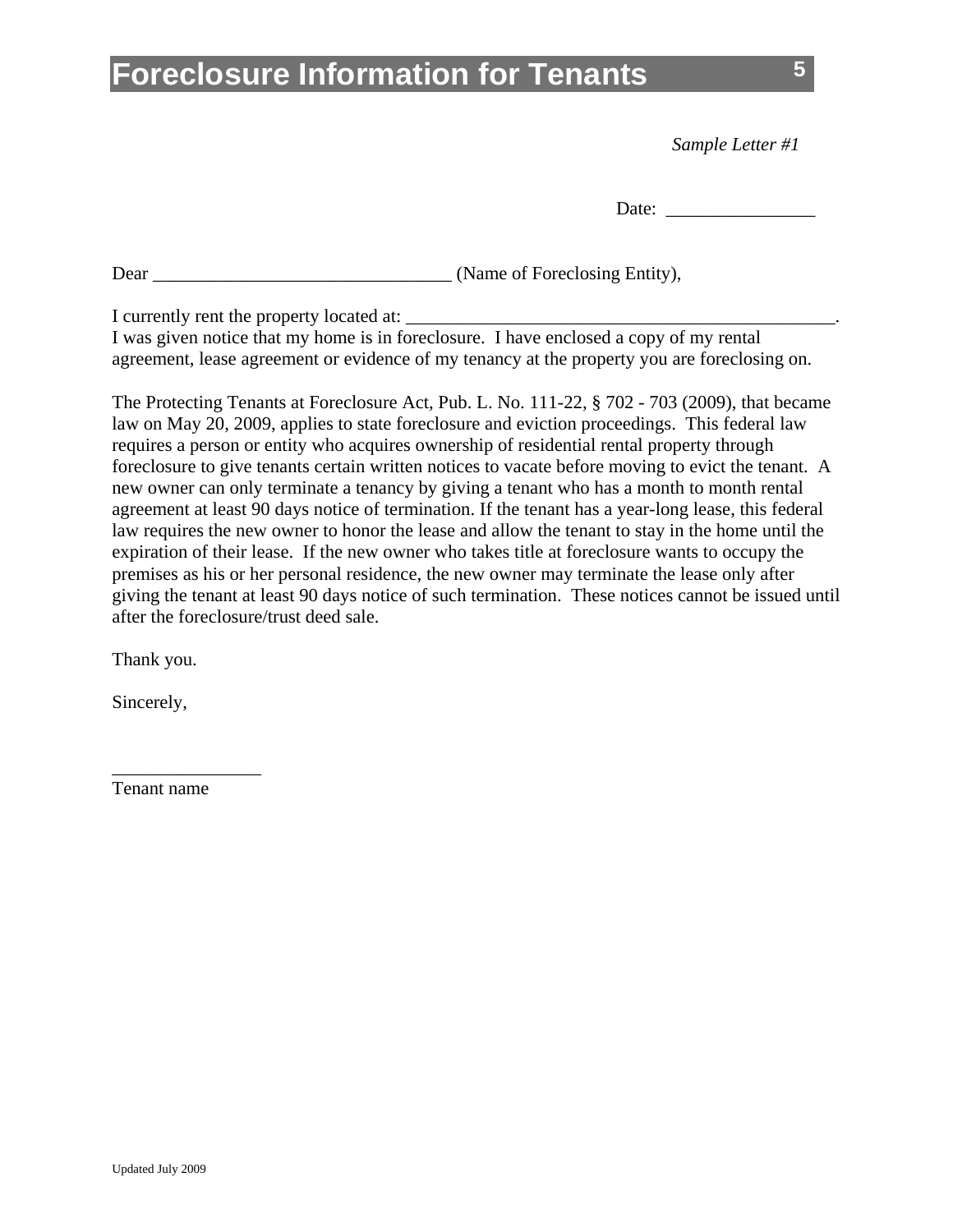# Foreclosure Information for Tenants

*Sample Letter #1*

Date: ________________

Dear ________________________________ (Name of Foreclosing Entity),

I currently rent the property located at: _________________________________________________.
I was given notice that my home is in foreclosure. I have enclosed a copy of my rental agreement, lease agreement or evidence of my tenancy at the property you are foreclosing on.

The Protecting Tenants at Foreclosure Act, Pub. L. No. 111-22, § 702 - 703 (2009), that became law on May 20, 2009, applies to state foreclosure and eviction proceedings. This federal law requires a person or entity who acquires ownership of residential rental property through foreclosure to give tenants certain written notices to vacate before moving to evict the tenant. A new owner can only terminate a tenancy by giving a tenant who has a month to month rental agreement at least 90 days notice of termination. If the tenant has a year-long lease, this federal law requires the new owner to honor the lease and allow the tenant to stay in the home until the expiration of their lease. If the new owner who takes title at foreclosure wants to occupy the premises as his or her personal residence, the new owner may terminate the lease only after giving the tenant at least 90 days notice of such termination. These notices cannot be issued until after the foreclosure/trust deed sale.

Thank you.

Sincerely,

________________
Tenant name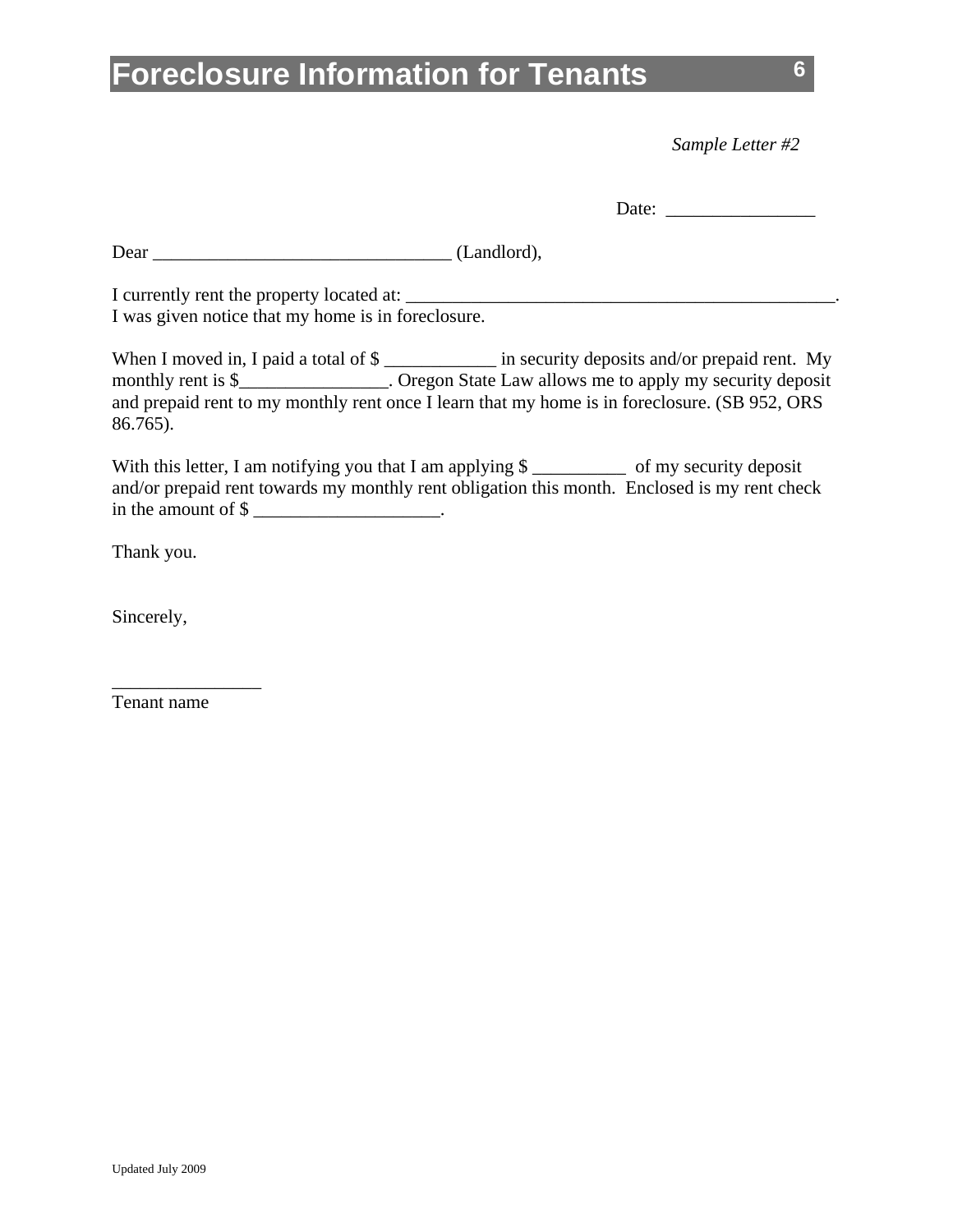# Foreclosure Information for Tenants

*Sample Letter #2*

Date: ________________

Dear ________________________________ (Landlord),

I currently rent the property located at: _______________________________________________.
I was given notice that my home is in foreclosure.

When I moved in, I paid a total of $ ____________ in security deposits and/or prepaid rent. My monthly rent is $________________. Oregon State Law allows me to apply my security deposit and prepaid rent to my monthly rent once I learn that my home is in foreclosure. (SB 952, ORS 86.765).

With this letter, I am notifying you that I am applying $ __________ of my security deposit and/or prepaid rent towards my monthly rent obligation this month. Enclosed is my rent check in the amount of $ ____________________.

Thank you.

Sincerely,

________________
Tenant name

Updated July 2009